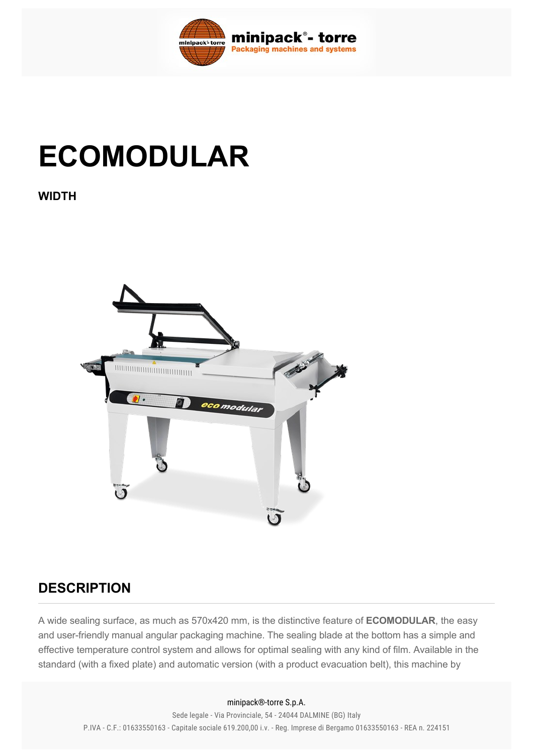# ECOMODULAR

**WIDTH**

## DESCRIPTION

A wide sealing surface, as much as 570x420 mm, is the distinctive feature of **ECOMODULAR**, the easy and user-friendly manual angular packaging machine. The sealing blade at the bottom has a simple and effective temperature control system and allows for optimal sealing with any kind of film. Available in the standard (with a fixed plate) and automatic version (with a product evacuation belt), this machine by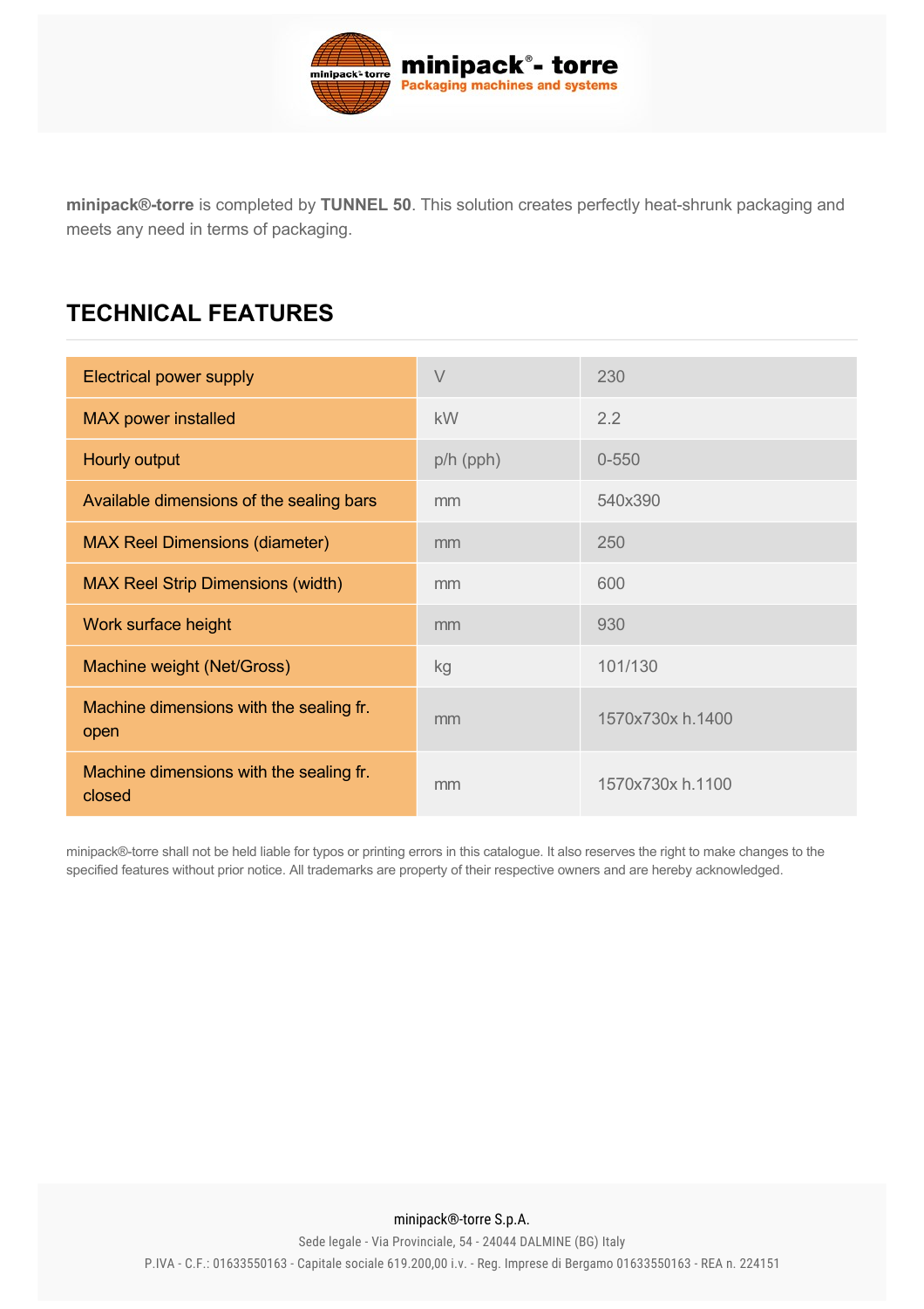**minipack®-torre** is completed by **TUNNEL 50**. This solution creates perfectly heat-shrunk packaging and meets any need in terms of packaging.

## TECHNICAL FEATURES

| | | |
|---|---|---|
| Electrical power supply | V | 230 |
| MAX power installed | kW | 2.2 |
| Hourly output | p/h (pph) | 0-550 |
| Available dimensions of the sealing bars | mm | 540x390 |
| MAX Reel Dimensions (diameter) | mm | 250 |
| MAX Reel Strip Dimensions (width) | mm | 600 |
| Work surface height | mm | 930 |
| Machine weight (Net/Gross) | kg | 101/130 |
| Machine dimensions with the sealing fr. open | mm | 1570x730x h.1400 |
| Machine dimensions with the sealing fr. closed | mm | 1570x730x h.1100 |

minipack®-torre shall not be held liable for typos or printing errors in this catalogue. It also reserves the right to make changes to the specified features without prior notice. All trademarks are property of their respective owners and are hereby acknowledged.

minipack®-torre S.p.A.

Sede legale - Via Provinciale, 54 - 24044 DALMINE (BG) Italy

P.IVA - C.F.: 01633550163 - Capitale sociale 619.200,00 i.v. - Reg. Imprese di Bergamo 01633550163 - REA n. 224151